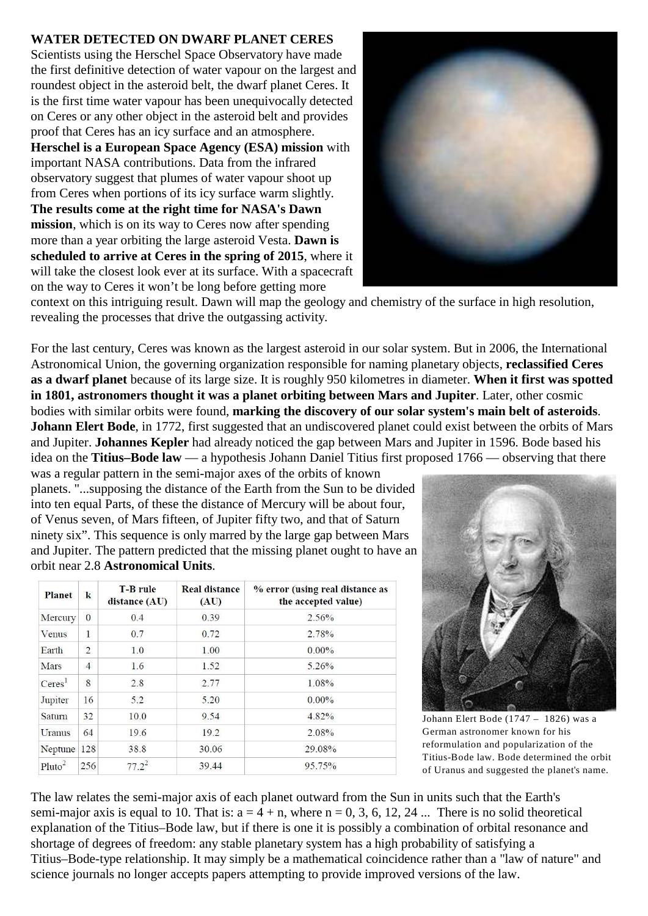**WATER DETECTED ON DWARF PLANET CERES**

Scientists using the Herschel Space Observatory have made the first definitive detection of water vapour on the largest and roundest object in the asteroid belt, the dwarf planet Ceres. It is the first time water vapour has been unequivocally detected on Ceres or any other object in the asteroid belt and provides proof that Ceres has an icy surface and an atmosphere. **Herschel is a European Space Agency (ESA) mission** with important NASA contributions. Data from the infrared observatory suggest that plumes of water vapour shoot up from Ceres when portions of its icy surface warm slightly. **The results come at the right time for NASA's Dawn mission**, which is on its way to Ceres now after spending more than a year orbiting the large asteroid Vesta. **Dawn is scheduled to arrive at Ceres in the spring of 2015**, where it will take the closest look ever at its surface. With a spacecraft on the way to Ceres it won't be long before getting more context on this intriguing result. Dawn will map the geology and chemistry of the surface in high resolution, revealing the processes that drive the outgassing activity.

For the last century, Ceres was known as the largest asteroid in our solar system. But in 2006, the International Astronomical Union, the governing organization responsible for naming planetary objects, **reclassified Ceres as a dwarf planet** because of its large size. It is roughly 950 kilometres in diameter. **When it first was spotted in 1801, astronomers thought it was a planet orbiting between Mars and Jupiter**. Later, other cosmic bodies with similar orbits were found, **marking the discovery of our solar system's main belt of asteroids**. **Johann Elert Bode**, in 1772, first suggested that an undiscovered planet could exist between the orbits of Mars and Jupiter. **Johannes Kepler** had already noticed the gap between Mars and Jupiter in 1596. Bode based his idea on the **Titius–Bode law** — a hypothesis Johann Daniel Titius first proposed 1766 — observing that there was a regular pattern in the semi-major axes of the orbits of known planets. "...supposing the distance of the Earth from the Sun to be divided into ten equal Parts, of these the distance of Mercury will be about four, of Venus seven, of Mars fifteen, of Jupiter fifty two, and that of Saturn ninety six". This sequence is only marred by the large gap between Mars and Jupiter. The pattern predicted that the missing planet ought to have an orbit near 2.8 **Astronomical Units**.

| Planet | k | T-B rule distance (AU) | Real distance (AU) | % error (using real distance as the accepted value) |
|---|---|---|---|---|
| Mercury | 0 | 0.4 | 0.39 | 2.56% |
| Venus | 1 | 0.7 | 0.72 | 2.78% |
| Earth | 2 | 1.0 | 1.00 | 0.00% |
| Mars | 4 | 1.6 | 1.52 | 5.26% |
| Ceres[1] | 8 | 2.8 | 2.77 | 1.08% |
| Jupiter | 16 | 5.2 | 5.20 | 0.00% |
| Saturn | 32 | 10.0 | 9.54 | 4.82% |
| Uranus | 64 | 19.6 | 19.2 | 2.08% |
| Neptune | 128 | 38.8 | 30.06 | 29.08% |
| Pluto[2] | 256 | 77.2[2] | 39.44 | 95.75% |

Johann Elert Bode (1747 – 1826) was a German astronomer known for his reformulation and popularization of the Titius-Bode law. Bode determined the orbit of Uranus and suggested the planet's name.

The law relates the semi-major axis of each planet outward from the Sun in units such that the Earth's semi-major axis is equal to 10. That is: $a = 4 + n$, where $n = 0, 3, 6, 12, 24$ ... There is no solid theoretical explanation of the Titius–Bode law, but if there is one it is possibly a combination of orbital resonance and shortage of degrees of freedom: any stable planetary system has a high probability of satisfying a Titius–Bode-type relationship. It may simply be a mathematical coincidence rather than a "law of nature" and science journals no longer accepts papers attempting to provide improved versions of the law.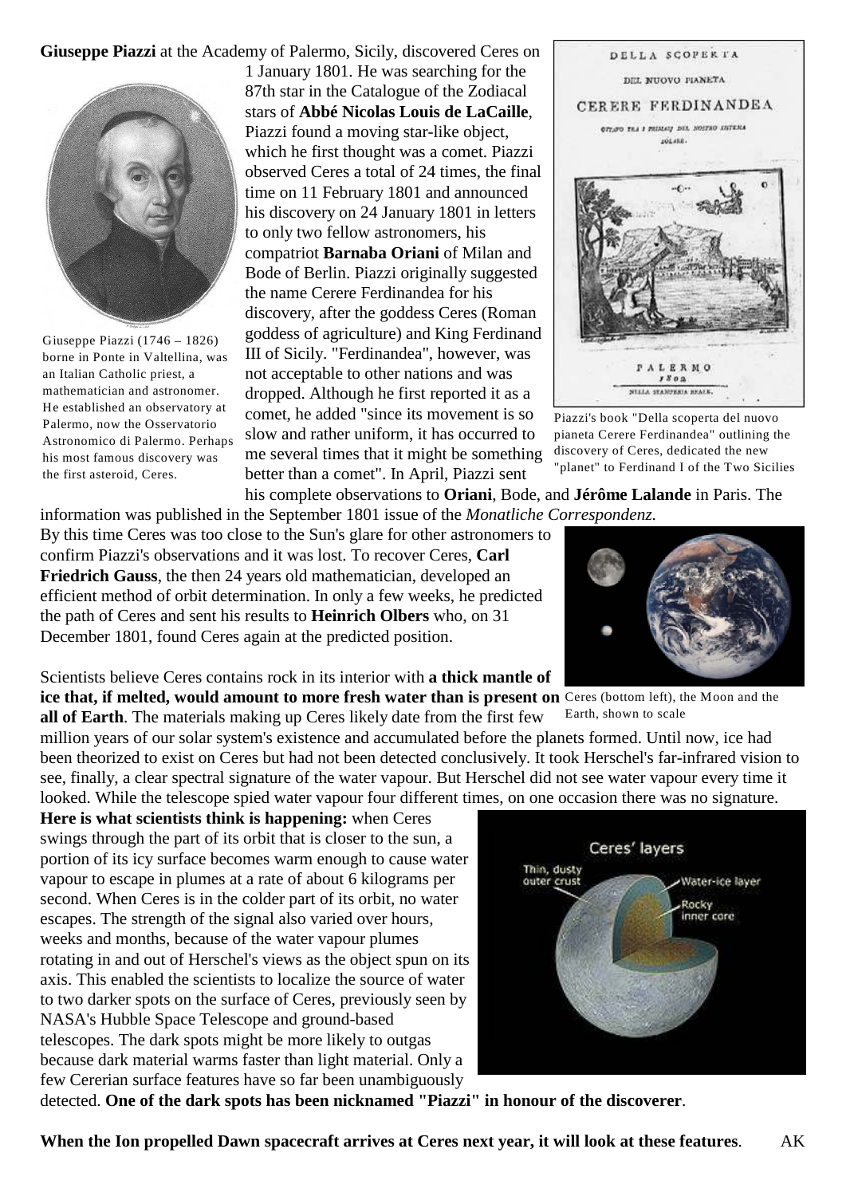**Giuseppe Piazzi** at the Academy of Palermo, Sicily, discovered Ceres on 1 January 1801. He was searching for the 87th star in the Catalogue of the Zodiacal stars of **Abbé Nicolas Louis de LaCaille**, Piazzi found a moving star-like object, which he first thought was a comet. Piazzi observed Ceres a total of 24 times, the final time on 11 February 1801 and announced his discovery on 24 January 1801 in letters to only two fellow astronomers, his compatriot **Barnaba Oriani** of Milan and Bode of Berlin. Piazzi originally suggested the name Cerere Ferdinandea for his discovery, after the goddess Ceres (Roman goddess of agriculture) and King Ferdinand III of Sicily. "Ferdinandea", however, was not acceptable to other nations and was dropped. Although he first reported it as a comet, he added "since its movement is so slow and rather uniform, it has occurred to me several times that it might be something better than a comet". In April, Piazzi sent his complete observations to **Oriani**, Bode, and **Jérôme Lalande** in Paris. The information was published in the September 1801 issue of the *Monatliche Correspondenz.*

Giuseppe Piazzi (1746 – 1826) borne in Ponte in Valtellina, was an Italian Catholic priest, a mathematician and astronomer. He established an observatory at Palermo, now the Osservatorio Astronomico di Palermo. Perhaps his most famous discovery was the first asteroid, Ceres.

Piazzi's book "Della scoperta del nuovo pianeta Cerere Ferdinandea" outlining the discovery of Ceres, dedicated the new "planet" to Ferdinand I of the Two Sicilies

By this time Ceres was too close to the Sun's glare for other astronomers to confirm Piazzi's observations and it was lost. To recover Ceres, **Carl Friedrich Gauss**, the then 24 years old mathematician, developed an efficient method of orbit determination. In only a few weeks, he predicted the path of Ceres and sent his results to **Heinrich Olbers** who, on 31 December 1801, found Ceres again at the predicted position.

Ceres (bottom left), the Moon and the Earth, shown to scale

Scientists believe Ceres contains rock in its interior with **a thick mantle of ice that, if melted, would amount to more fresh water than is present on all of Earth**. The materials making up Ceres likely date from the first few million years of our solar system's existence and accumulated before the planets formed. Until now, ice had been theorized to exist on Ceres but had not been detected conclusively. It took Herschel's far-infrared vision to see, finally, a clear spectral signature of the water vapour. But Herschel did not see water vapour every time it looked. While the telescope spied water vapour four different times, on one occasion there was no signature.

**Here is what scientists think is happening:** when Ceres swings through the part of its orbit that is closer to the sun, a portion of its icy surface becomes warm enough to cause water vapour to escape in plumes at a rate of about 6 kilograms per second. When Ceres is in the colder part of its orbit, no water escapes. The strength of the signal also varied over hours, weeks and months, because of the water vapour plumes rotating in and out of Herschel's views as the object spun on its axis. This enabled the scientists to localize the source of water to two darker spots on the surface of Ceres, previously seen by NASA's Hubble Space Telescope and ground-based telescopes. The dark spots might be more likely to outgas because dark material warms faster than light material. Only a few Cererian surface features have so far been unambiguously detected. **One of the dark spots has been nicknamed "Piazzi" in honour of the discoverer**.

**When the Ion propelled Dawn spacecraft arrives at Ceres next year, it will look at these features**. AK